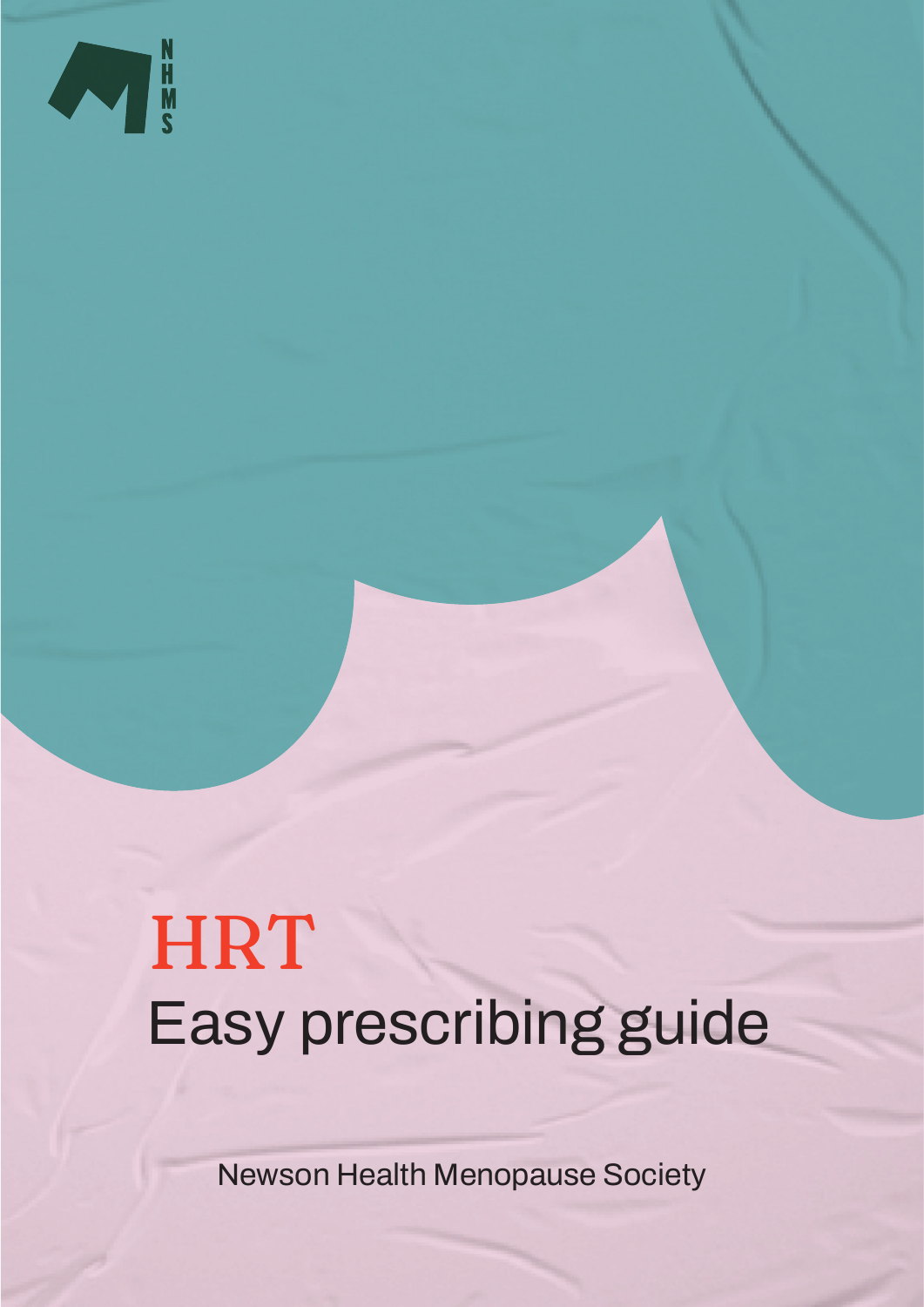# HRT

## Easy prescribing guide

Newson Health Menopause Society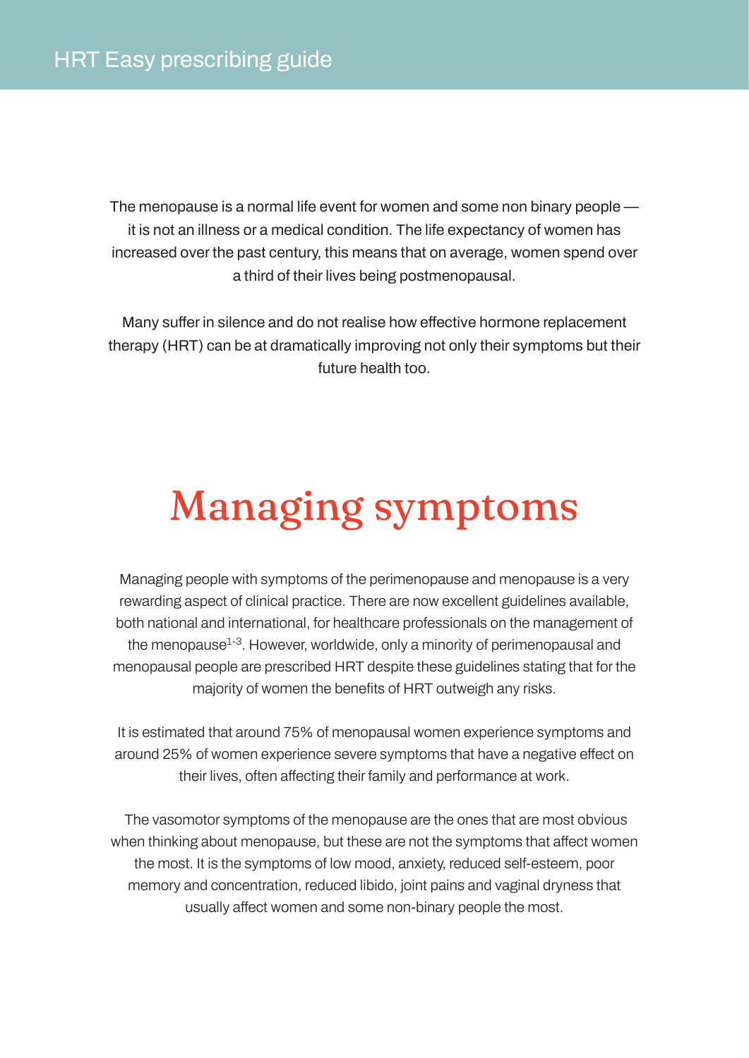The menopause is a normal life event for women and some non binary people — it is not an illness or a medical condition. The life expectancy of women has increased over the past century, this means that on average, women spend over a third of their lives being postmenopausal.

Many suffer in silence and do not realise how effective hormone replacement therapy (HRT) can be at dramatically improving not only their symptoms but their future health too.

# Managing symptoms

Managing people with symptoms of the perimenopause and menopause is a very rewarding aspect of clinical practice. There are now excellent guidelines available, both national and international, for healthcare professionals on the management of the menopause[1-3]. However, worldwide, only a minority of perimenopausal and menopausal people are prescribed HRT despite these guidelines stating that for the majority of women the benefits of HRT outweigh any risks.

It is estimated that around 75% of menopausal women experience symptoms and around 25% of women experience severe symptoms that have a negative effect on their lives, often affecting their family and performance at work.

The vasomotor symptoms of the menopause are the ones that are most obvious when thinking about menopause, but these are not the symptoms that affect women the most. It is the symptoms of low mood, anxiety, reduced self-esteem, poor memory and concentration, reduced libido, joint pains and vaginal dryness that usually affect women and some non-binary people the most.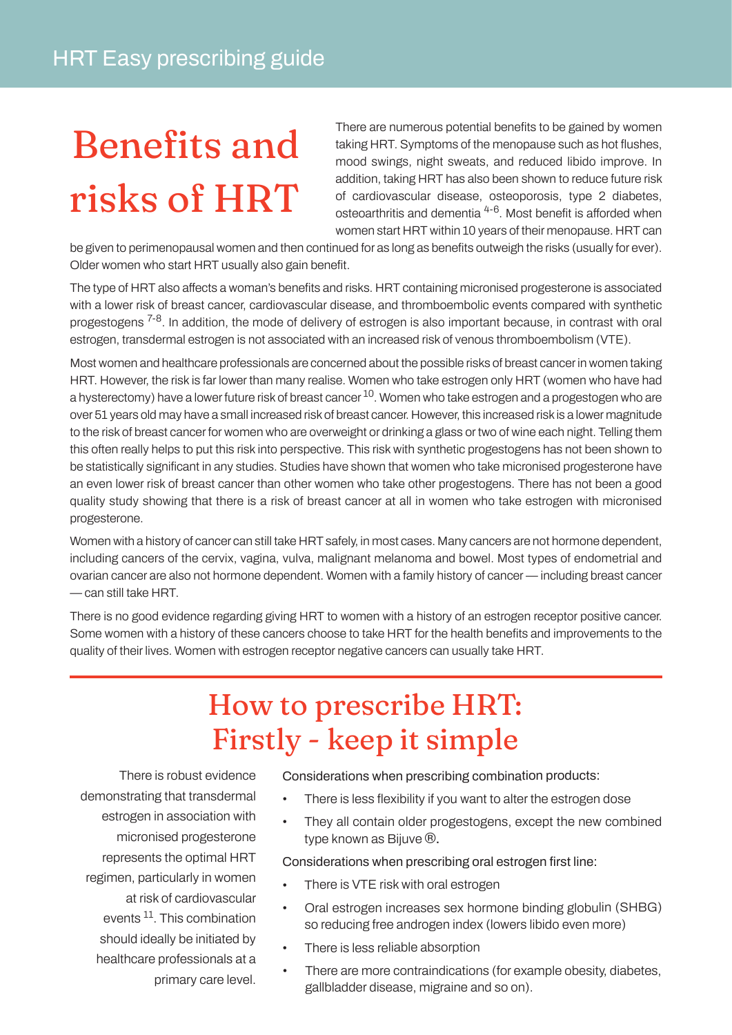# Benefits and risks of HRT

There are numerous potential benefits to be gained by women taking HRT. Symptoms of the menopause such as hot flushes, mood swings, night sweats, and reduced libido improve. In addition, taking HRT has also been shown to reduce future risk of cardiovascular disease, osteoporosis, type 2 diabetes, osteoarthritis and dementia [4-6]. Most benefit is afforded when women start HRT within 10 years of their menopause. HRT can be given to perimenopausal women and then continued for as long as benefits outweigh the risks (usually for ever). Older women who start HRT usually also gain benefit.

The type of HRT also affects a woman's benefits and risks. HRT containing micronised progesterone is associated with a lower risk of breast cancer, cardiovascular disease, and thromboembolic events compared with synthetic progestogens [7-8]. In addition, the mode of delivery of estrogen is also important because, in contrast with oral estrogen, transdermal estrogen is not associated with an increased risk of venous thromboembolism (VTE).

Most women and healthcare professionals are concerned about the possible risks of breast cancer in women taking HRT. However, the risk is far lower than many realise. Women who take estrogen only HRT (women who have had a hysterectomy) have a lower future risk of breast cancer [10]. Women who take estrogen and a progestogen who are over 51 years old may have a small increased risk of breast cancer. However, this increased risk is a lower magnitude to the risk of breast cancer for women who are overweight or drinking a glass or two of wine each night. Telling them this often really helps to put this risk into perspective. This risk with synthetic progestogens has not been shown to be statistically significant in any studies. Studies have shown that women who take micronised progesterone have an even lower risk of breast cancer than other women who take other progestogens. There has not been a good quality study showing that there is a risk of breast cancer at all in women who take estrogen with micronised progesterone.

Women with a history of cancer can still take HRT safely, in most cases. Many cancers are not hormone dependent, including cancers of the cervix, vagina, vulva, malignant melanoma and bowel. Most types of endometrial and ovarian cancer are also not hormone dependent. Women with a family history of cancer — including breast cancer — can still take HRT.

There is no good evidence regarding giving HRT to women with a history of an estrogen receptor positive cancer. Some women with a history of these cancers choose to take HRT for the health benefits and improvements to the quality of their lives. Women with estrogen receptor negative cancers can usually take HRT.

## How to prescribe HRT: Firstly - keep it simple

There is robust evidence demonstrating that transdermal estrogen in association with micronised progesterone represents the optimal HRT regimen, particularly in women at risk of cardiovascular events [11]. This combination should ideally be initiated by healthcare professionals at a primary care level.

Considerations when prescribing combination products:

- There is less flexibility if you want to alter the estrogen dose
- They all contain older progestogens, except the new combined type known as Bijuve®.

Considerations when prescribing oral estrogen first line:

- There is VTE risk with oral estrogen
- Oral estrogen increases sex hormone binding globulin (SHBG) so reducing free androgen index (lowers libido even more)
- There is less reliable absorption
- There are more contraindications (for example obesity, diabetes, gallbladder disease, migraine and so on).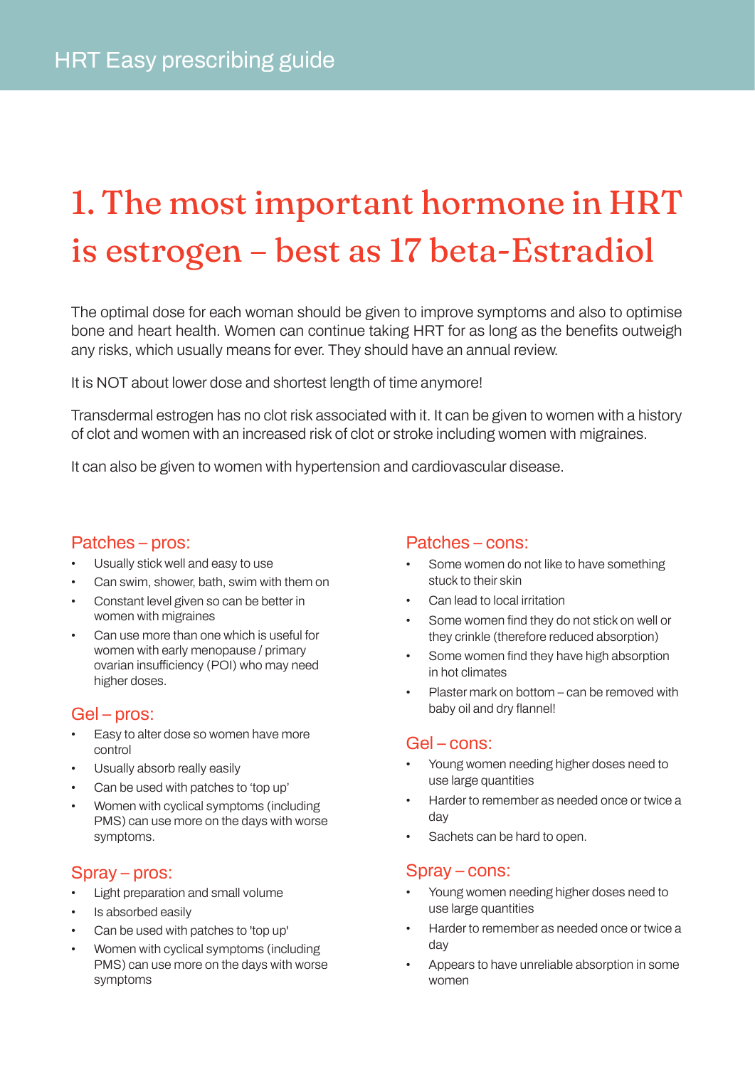# 1. The most important hormone in HRT is estrogen – best as 17 beta-Estradiol

The optimal dose for each woman should be given to improve symptoms and also to optimise bone and heart health. Women can continue taking HRT for as long as the benefits outweigh any risks, which usually means for ever. They should have an annual review.

It is NOT about lower dose and shortest length of time anymore!

Transdermal estrogen has no clot risk associated with it. It can be given to women with a history of clot and women with an increased risk of clot or stroke including women with migraines.

It can also be given to women with hypertension and cardiovascular disease.

## Patches – pros:

- Usually stick well and easy to use
- Can swim, shower, bath, swim with them on
- Constant level given so can be better in women with migraines
- Can use more than one which is useful for women with early menopause / primary ovarian insufficiency (POI) who may need higher doses.

## Patches – cons:

- Some women do not like to have something stuck to their skin
- Can lead to local irritation
- Some women find they do not stick on well or they crinkle (therefore reduced absorption)
- Some women find they have high absorption in hot climates
- Plaster mark on bottom – can be removed with baby oil and dry flannel!

## Gel – pros:

- Easy to alter dose so women have more control
- Usually absorb really easily
- Can be used with patches to 'top up'
- Women with cyclical symptoms (including PMS) can use more on the days with worse symptoms.

## Gel – cons:

- Young women needing higher doses need to use large quantities
- Harder to remember as needed once or twice a day
- Sachets can be hard to open.

## Spray – pros:

- Light preparation and small volume
- Is absorbed easily
- Can be used with patches to 'top up'
- Women with cyclical symptoms (including PMS) can use more on the days with worse symptoms

## Spray – cons:

- Young women needing higher doses need to use large quantities
- Harder to remember as needed once or twice a day
- Appears to have unreliable absorption in some women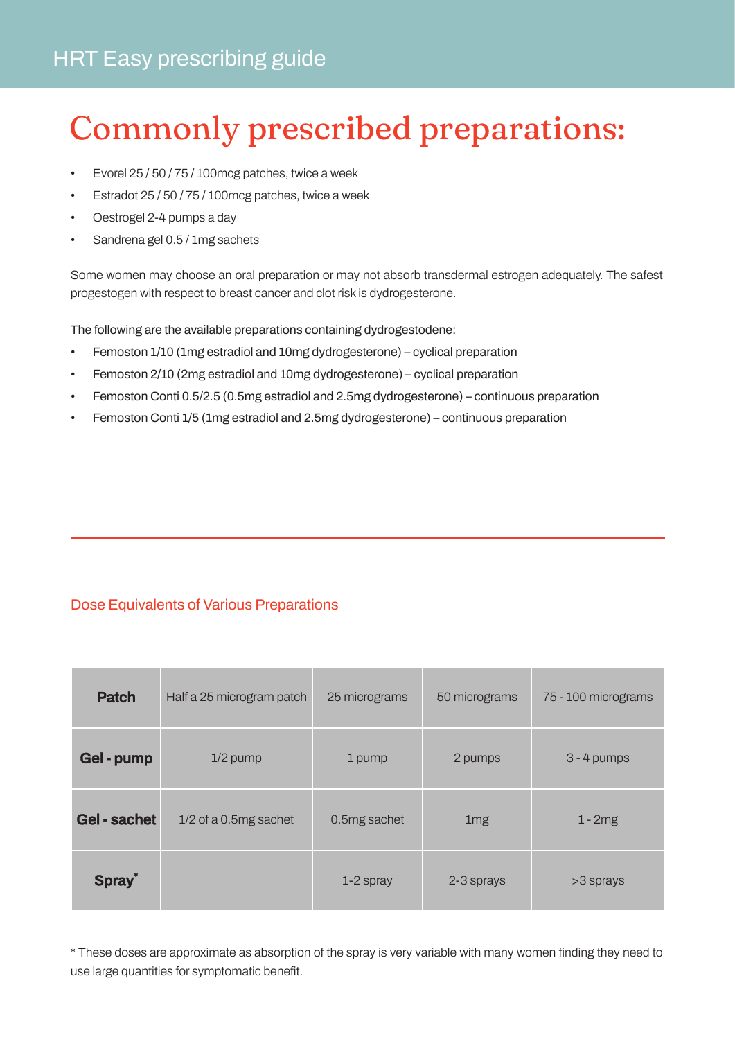# Commonly prescribed preparations:

- Evorel 25 / 50 / 75 / 100mcg patches, twice a week
- Estradot 25 / 50 / 75 / 100mcg patches, twice a week
- Oestrogel 2-4 pumps a day
- Sandrena gel 0.5 / 1mg sachets

Some women may choose an oral preparation or may not absorb transdermal estrogen adequately. The safest progestogen with respect to breast cancer and clot risk is dydrogesterone.

The following are the available preparations containing dydrogestodene:

- Femoston 1/10 (1mg estradiol and 10mg dydrogesterone) – cyclical preparation
- Femoston 2/10 (2mg estradiol and 10mg dydrogesterone) – cyclical preparation
- Femoston Conti 0.5/2.5 (0.5mg estradiol and 2.5mg dydrogesterone) – continuous preparation
- Femoston Conti 1/5 (1mg estradiol and 2.5mg dydrogesterone) – continuous preparation

## Dose Equivalents of Various Preparations

| **Patch** | Half a 25 microgram patch | 25 micrograms | 50 micrograms | 75 - 100 micrograms |
|---|---|---|---|---|
| **Gel - pump** | 1/2 pump | 1 pump | 2 pumps | 3 - 4 pumps |
| **Gel - sachet** | 1/2 of a 0.5mg sachet | 0.5mg sachet | 1mg | 1 - 2mg |
| **Spray*** | | 1-2 spray | 2-3 sprays | >3 sprays |

* These doses are approximate as absorption of the spray is very variable with many women finding they need to use large quantities for symptomatic benefit.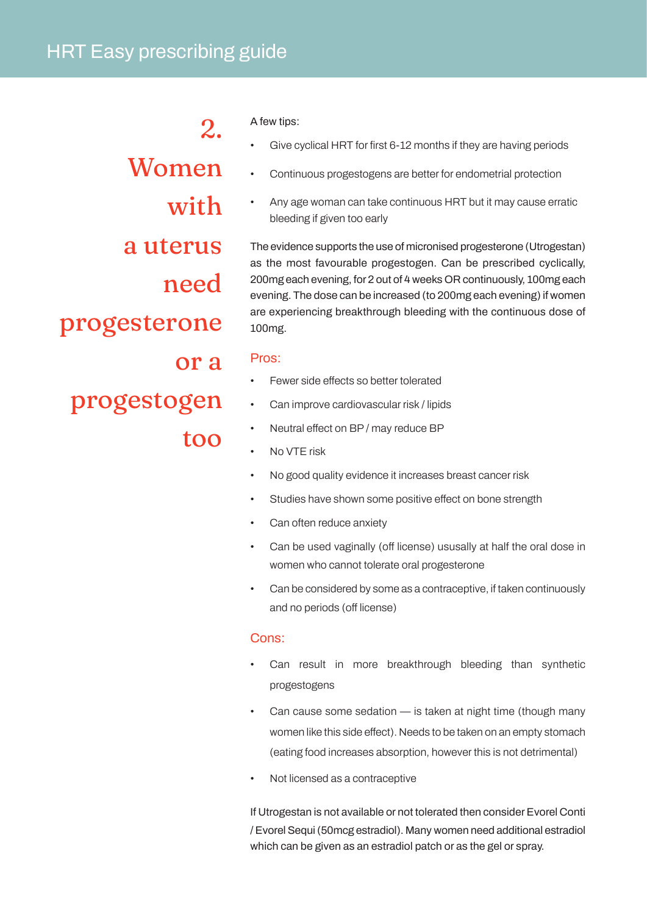## 2. Women with a uterus need progesterone or a progestogen too

A few tips:

- Give cyclical HRT for first 6-12 months if they are having periods
- Continuous progestogens are better for endometrial protection
- Any age woman can take continuous HRT but it may cause erratic bleeding if given too early

The evidence supports the use of micronised progesterone (Utrogestan) as the most favourable progestogen. Can be prescribed cyclically, 200mg each evening, for 2 out of 4 weeks OR continuously, 100mg each evening. The dose can be increased (to 200mg each evening) if women are experiencing breakthrough bleeding with the continuous dose of 100mg.

### Pros:

- Fewer side effects so better tolerated
- Can improve cardiovascular risk / lipids
- Neutral effect on BP / may reduce BP
- No VTE risk
- No good quality evidence it increases breast cancer risk
- Studies have shown some positive effect on bone strength
- Can often reduce anxiety
- Can be used vaginally (off license) ususally at half the oral dose in women who cannot tolerate oral progesterone
- Can be considered by some as a contraceptive, if taken continuously and no periods (off license)

### Cons:

- Can result in more breakthrough bleeding than synthetic progestogens
- Can cause some sedation — is taken at night time (though many women like this side effect). Needs to be taken on an empty stomach (eating food increases absorption, however this is not detrimental)
- Not licensed as a contraceptive

If Utrogestan is not available or not tolerated then consider Evorel Conti / Evorel Sequi (50mcg estradiol). Many women need additional estradiol which can be given as an estradiol patch or as the gel or spray.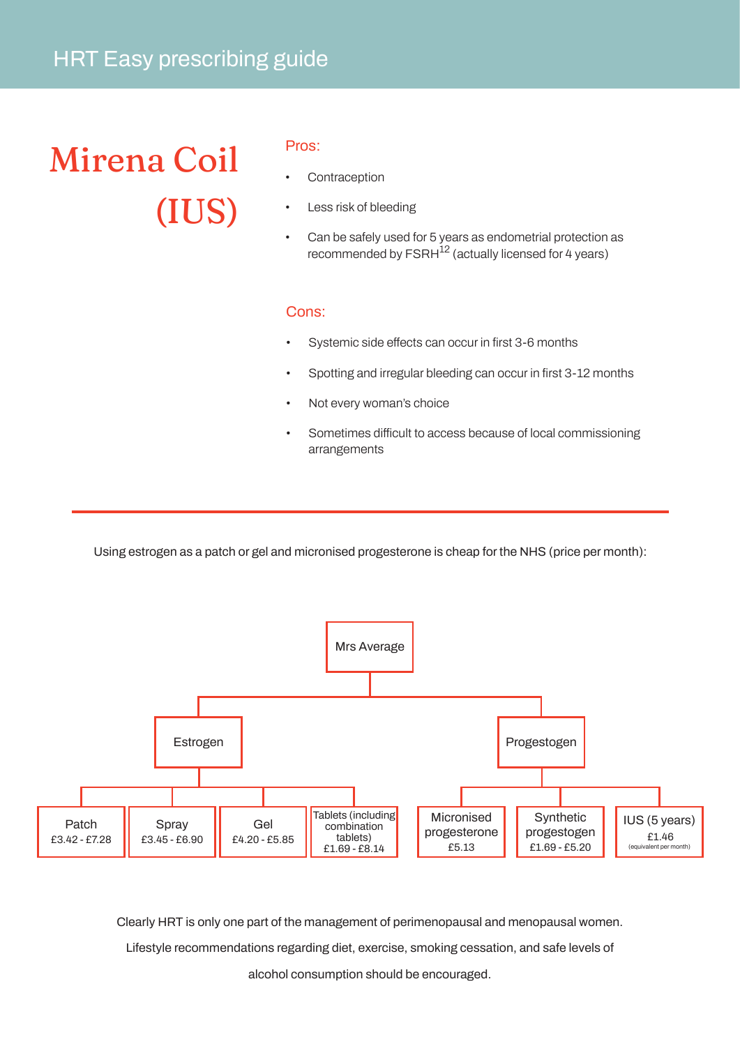# Mirena Coil (IUS)

**Pros:**

- Contraception
- Less risk of bleeding
- Can be safely used for 5 years as endometrial protection as recommended by FSRH[12] (actually licensed for 4 years)

**Cons:**

- Systemic side effects can occur in first 3-6 months
- Spotting and irregular bleeding can occur in first 3-12 months
- Not every woman's choice
- Sometimes difficult to access because of local commissioning arrangements

---

Using estrogen as a patch or gel and micronised progesterone is cheap for the NHS (price per month):

Mrs Average

- Estrogen
  - Patch £3.42 - £7.28
  - Spray £3.45 - £6.90
  - Gel £4.20 - £5.85
  - Tablets (including combination tablets) £1.69 - £8.14
- Progestogen
  - Micronised progesterone £5.13
  - Synthetic progestogen £1.69 - £5.20
  - IUS (5 years) £1.46 (equivalent per month)

Clearly HRT is only one part of the management of perimenopausal and menopausal women. Lifestyle recommendations regarding diet, exercise, smoking cessation, and safe levels of alcohol consumption should be encouraged.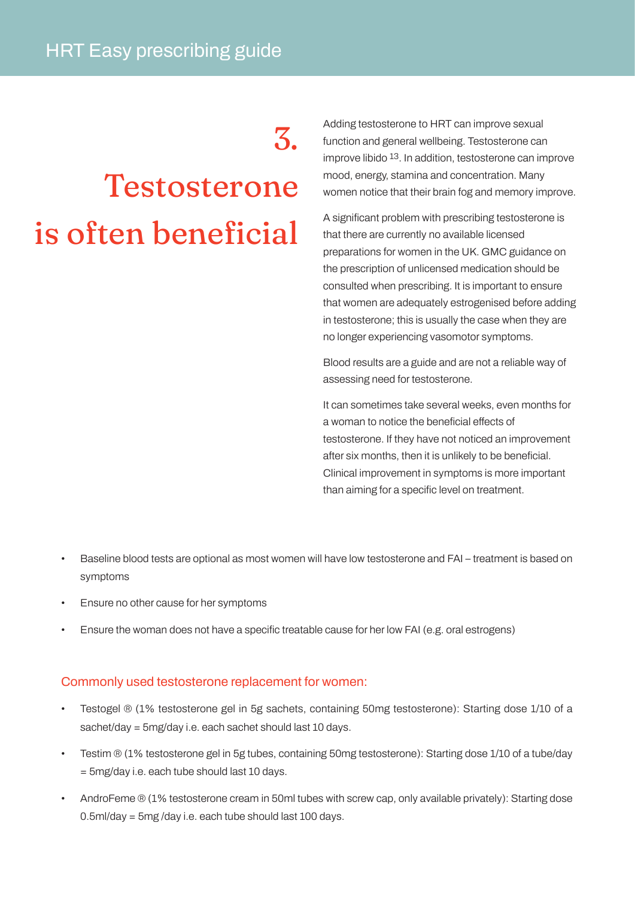# 3. Testosterone is often beneficial

Adding testosterone to HRT can improve sexual function and general wellbeing. Testosterone can improve libido [13]. In addition, testosterone can improve mood, energy, stamina and concentration. Many women notice that their brain fog and memory improve.

A significant problem with prescribing testosterone is that there are currently no available licensed preparations for women in the UK. GMC guidance on the prescription of unlicensed medication should be consulted when prescribing. It is important to ensure that women are adequately estrogenised before adding in testosterone; this is usually the case when they are no longer experiencing vasomotor symptoms.

Blood results are a guide and are not a reliable way of assessing need for testosterone.

It can sometimes take several weeks, even months for a woman to notice the beneficial effects of testosterone. If they have not noticed an improvement after six months, then it is unlikely to be beneficial. Clinical improvement in symptoms is more important than aiming for a specific level on treatment.

- Baseline blood tests are optional as most women will have low testosterone and FAI – treatment is based on symptoms
- Ensure no other cause for her symptoms
- Ensure the woman does not have a specific treatable cause for her low FAI (e.g. oral estrogens)

## Commonly used testosterone replacement for women:

- Testogel ® (1% testosterone gel in 5g sachets, containing 50mg testosterone): Starting dose 1/10 of a sachet/day = 5mg/day i.e. each sachet should last 10 days.
- Testim ® (1% testosterone gel in 5g tubes, containing 50mg testosterone): Starting dose 1/10 of a tube/day = 5mg/day i.e. each tube should last 10 days.
- AndroFeme ® (1% testosterone cream in 50ml tubes with screw cap, only available privately): Starting dose 0.5ml/day = 5mg /day i.e. each tube should last 100 days.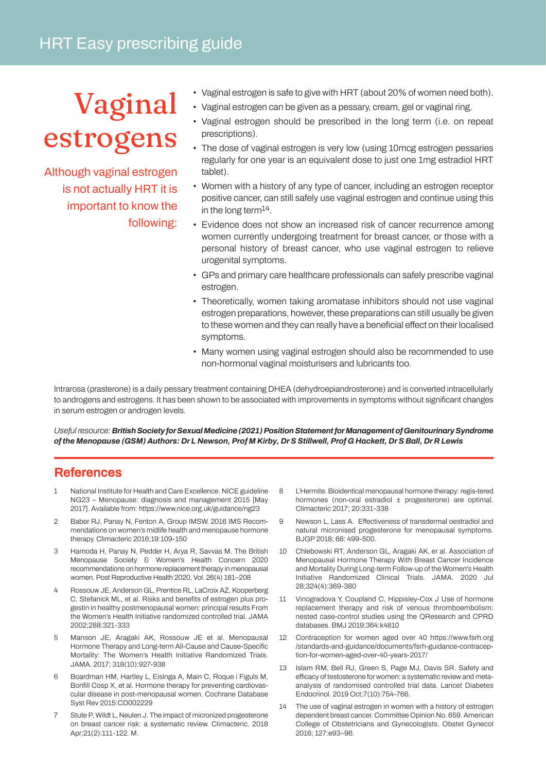# Vaginal estrogens

Although vaginal estrogen is not actually HRT it is important to know the following:

- Vaginal estrogen is safe to give with HRT (about 20% of women need both).
- Vaginal estrogen can be given as a pessary, cream, gel or vaginal ring.
- Vaginal estrogen should be prescribed in the long term (i.e. on repeat prescriptions).
- The dose of vaginal estrogen is very low (using 10mcg estrogen pessaries regularly for one year is an equivalent dose to just one 1mg estradiol HRT tablet).
- Women with a history of any type of cancer, including an estrogen receptor positive cancer, can still safely use vaginal estrogen and continue using this in the long term[14].
- Evidence does not show an increased risk of cancer recurrence among women currently undergoing treatment for breast cancer, or those with a personal history of breast cancer, who use vaginal estrogen to relieve urogenital symptoms.
- GPs and primary care healthcare professionals can safely prescribe vaginal estrogen.
- Theoretically, women taking aromatase inhibitors should not use vaginal estrogen preparations, however, these preparations can still usually be given to these women and they can really have a beneficial effect on their localised symptoms.
- Many women using vaginal estrogen should also be recommended to use non-hormonal vaginal moisturisers and lubricants too.

Intrarosa (prasterone) is a daily pessary treatment containing DHEA (dehydroepiandrosterone) and is converted intracellularly to androgens and estrogens. It has been shown to be associated with improvements in symptoms without significant changes in serum estrogen or androgen levels.

*Useful resource:* ***British Society for Sexual Medicine (2021) Position Statement for Management of Genitourinary Syndrome of the Menopause (GSM) Authors: Dr L Newson, Prof M Kirby, Dr S Stillwell, Prof G Hackett, Dr S Ball, Dr R Lewis***

## References

1. National Institute for Health and Care Excellence. NICE guideline NG23 – Menopause: diagnosis and management 2015 [May 2017]. Available from: https://www.nice.org.uk/guidance/ng23
2. Baber RJ, Panay N, Fenton A, Group IMSW. 2016 IMS Recommendations on women's midlife health and menopause hormone therapy. Climacteric 2016;19:109-150
3. Hamoda H, Panay N, Pedder H, Arya R, Savvas M. The British Menopause Society & Women's Health Concern 2020 recommendations on hormone replacement therapy in menopausal women. Post Reproductive Health 2020, Vol. 26(4) 181–208
4. Rossouw JE, Anderson GL, Prentice RL, LaCroix AZ, Kooperberg C, Stefanick ML, et al. Risks and benefits of estrogen plus progestin in healthy postmenopausal women: principal results From the Women's Health Initiative randomized controlled trial. JAMA 2002;288:321-333
5. Manson JE, Aragaki AK, Rossouw JE et al. Menopausal Hormone Therapy and Long-term All-Cause and Cause-Specific Mortality: The Women's Health Initiative Randomized Trials. JAMA. 2017; 318(10):927-938
6. Boardman HM, Hartley L, Eisinga A, Main C, Roque i Figuls M, Bonfill Cosp X, et al. Hormone therapy for preventing cardiovascular disease in post-menopausal women. Cochrane Database Syst Rev 2015:CD002229
7. Stute P, Wildt L, Neulen J. The impact of micronized progesterone on breast cancer risk: a systematic review. Climacteric. 2018 Apr;21(2):111-122. M.
8. L'Hermite. Bioidentical menopausal hormone therapy: regis-tered hormones (non-oral estradiol ± progesterone) are optimal. Climacteric 2017; 20:331-338
9. Newson L, Lass A. Effectiveness of transdermal oestradiol and natural micronised progesterone for menopausal symptoms. BJGP 2018; 68: 499-500.
10. Chlebowski RT, Anderson GL, Aragaki AK, er al. Association of Menopausal Hormone Therapy With Breast Cancer Incidence and Mortality During Long-term Follow-up of the Women's Health Initiative Randomized Clinical Trials. JAMA. 2020 Jul 28;324(4):369-380
11. Vinogradova Y, Coupland C, Hippisley-Cox J Use of hormone replacement therapy and risk of venous thromboembolism: nested case-control studies using the QResearch and CPRD databases. BMJ 2019;364:k4810
12. Contraception for women aged over 40 https://www.fsrh.org/standards-and-guidance/documents/fsrh-guidance-contraception-for-women-aged-over-40-years-2017/
13. Islam RM, Bell RJ, Green S, Page MJ, Davis SR. Safety and efficacy of testosterone for women: a systematic review and meta-analysis of randomised controlled trial data. Lancet Diabetes Endocrinol. 2019 Oct;7(10):754-766.
14. The use of vaginal estrogen in women with a history of estrogen dependent breast cancer. Committee Opinion No. 659. American College of Obstetricians and Gynecologists. Obstet Gynecol 2016; 127:e93–96.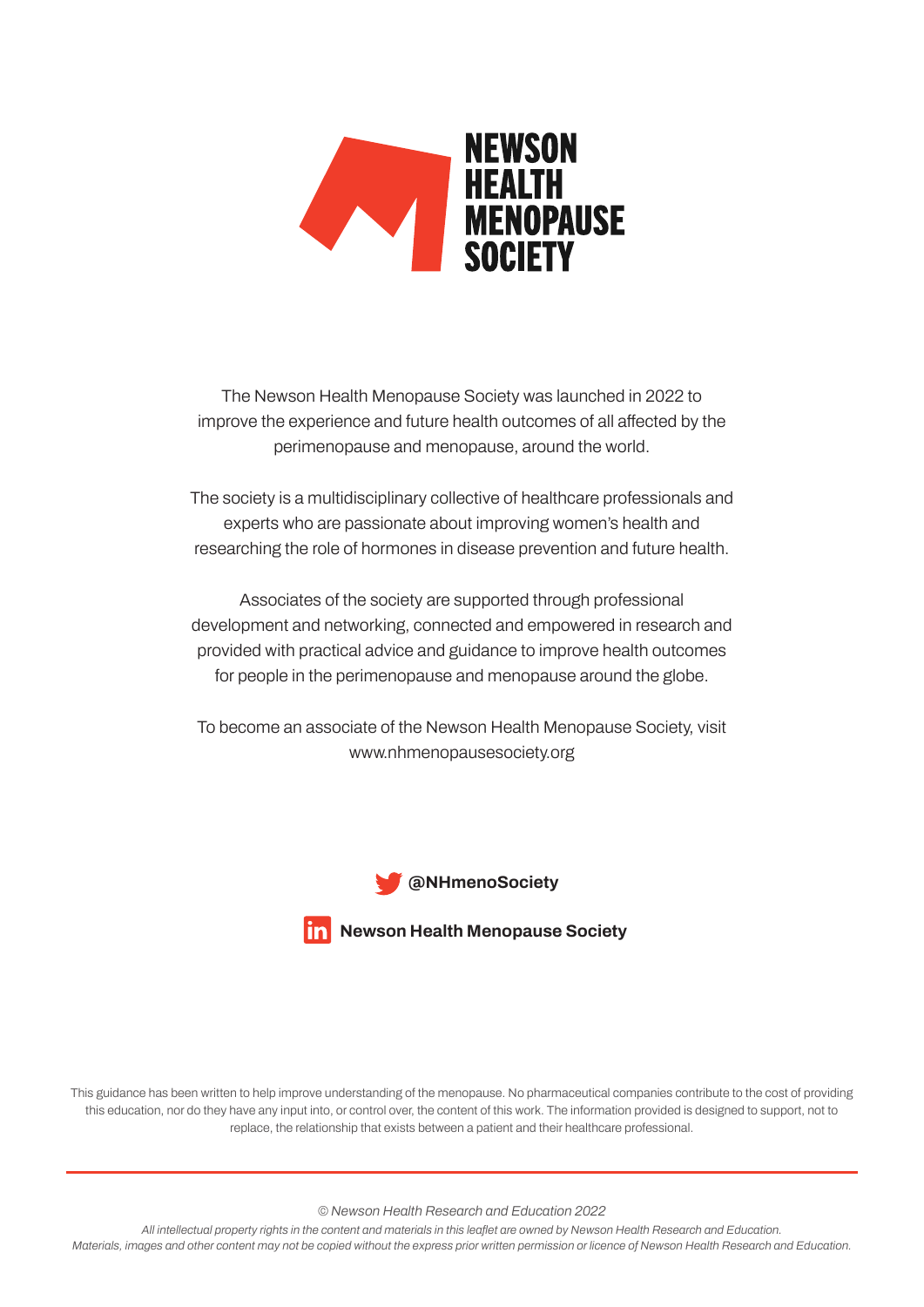# NEWSON HEALTH MENOPAUSE SOCIETY

The Newson Health Menopause Society was launched in 2022 to improve the experience and future health outcomes of all affected by the perimenopause and menopause, around the world.

The society is a multidisciplinary collective of healthcare professionals and experts who are passionate about improving women's health and researching the role of hormones in disease prevention and future health.

Associates of the society are supported through professional development and networking, connected and empowered in research and provided with practical advice and guidance to improve health outcomes for people in the perimenopause and menopause around the globe.

To become an associate of the Newson Health Menopause Society, visit www.nhmenopausesociety.org

**@NHmenoSociety**

**Newson Health Menopause Society**

This guidance has been written to help improve understanding of the menopause. No pharmaceutical companies contribute to the cost of providing this education, nor do they have any input into, or control over, the content of this work. The information provided is designed to support, not to replace, the relationship that exists between a patient and their healthcare professional.

*© Newson Health Research and Education 2022*

*All intellectual property rights in the content and materials in this leaflet are owned by Newson Health Research and Education. Materials, images and other content may not be copied without the express prior written permission or licence of Newson Health Research and Education.*